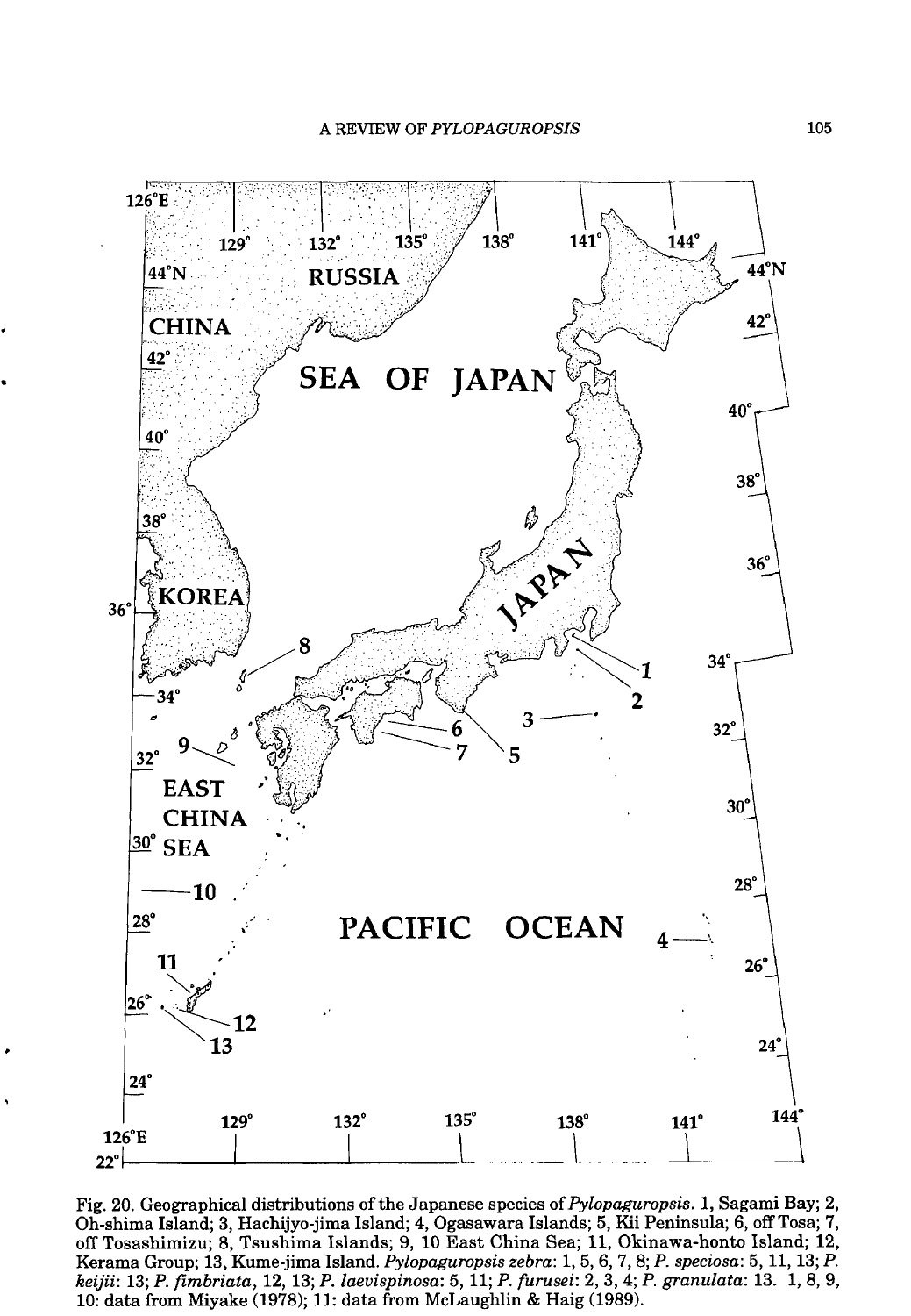Fig. 20. Geographical distributions of the Japanese species of *Pylopaguropsis*. 1, Sagami Bay; 2, Oh-shima Island; 3, Hachijyo-jima Island; 4, Ogasawara Islands; 5, Kii Peninsula; 6, off Tosa; 7, off Tosashimizu; 8, Tsushima Islands; 9, 10 East China Sea; 11, Okinawa-honto Island; 12, Kerama Group; 13, Kume-jima Island. *Pylopaguropsis zebra*: 1, 5, 6, 7, 8; *P. speciosa*: 5, 11, 13; *P. keijii*: 13; *P. fimbriata*, 12, 13; *P. laevispinosa*: 5, 11; *P. furusei*: 2, 3, 4; *P. granulata*: 13. 1, 8, 9, 10: data from Miyake (1978); 11: data from McLaughlin & Haig (1989).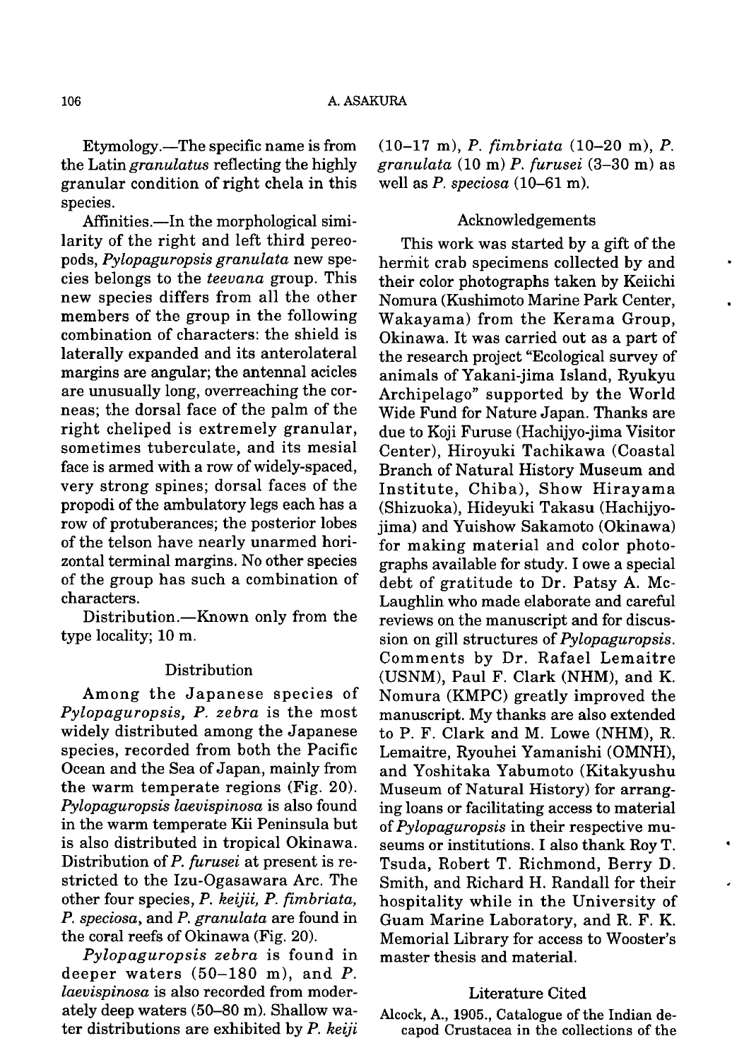*Etymology*.—The specific name is from the Latin *granulatus* reflecting the highly granular condition of right chela in this species.

*Affinities*.—In the morphological similarity of the right and left third pereopods, *Pylopaguropsis granulata* new species belongs to the *teevana* group. This new species differs from all the other members of the group in the following combination of characters: the shield is laterally expanded and its anterolateral margins are angular; the antennal acicles are unusually long, overreaching the corneas; the dorsal face of the palm of the right cheliped is extremely granular, sometimes tuberculate, and its mesial face is armed with a row of widely-spaced, very strong spines; dorsal faces of the propodi of the ambulatory legs each has a row of protuberances; the posterior lobes of the telson have nearly unarmed horizontal terminal margins. No other species of the group has such a combination of characters.

*Distribution*.—Known only from the type locality; 10 m.

## Distribution

Among the Japanese species of *Pylopaguropsis*, *P. zebra* is the most widely distributed among the Japanese species, recorded from both the Pacific Ocean and the Sea of Japan, mainly from the warm temperate regions (Fig. 20). *Pylopaguropsis laevispinosa* is also found in the warm temperate Kii Peninsula but is also distributed in tropical Okinawa. Distribution of *P. furusei* at present is restricted to the Izu-Ogasawara Arc. The other four species, *P. keijii*, *P. fimbriata*, *P. speciosa*, and *P. granulata* are found in the coral reefs of Okinawa (Fig. 20).

*Pylopaguropsis zebra* is found in deeper waters (50–180 m), and *P. laevispinosa* is also recorded from moderately deep waters (50–80 m). Shallow water distributions are exhibited by *P. keiji* (10–17 m), *P. fimbriata* (10–20 m), *P. granulata* (10 m) *P. furusei* (3–30 m) as well as *P. speciosa* (10–61 m).

## Acknowledgements

This work was started by a gift of the hermit crab specimens collected by and their color photographs taken by Keiichi Nomura (Kushimoto Marine Park Center, Wakayama) from the Kerama Group, Okinawa. It was carried out as a part of the research project "Ecological survey of animals of Yakani-jima Island, Ryukyu Archipelago" supported by the World Wide Fund for Nature Japan. Thanks are due to Koji Furuse (Hachijyo-jima Visitor Center), Hiroyuki Tachikawa (Coastal Branch of Natural History Museum and Institute, Chiba), Show Hirayama (Shizuoka), Hideyuki Takasu (Hachijyo-jima) and Yuishow Sakamoto (Okinawa) for making material and color photographs available for study. I owe a special debt of gratitude to Dr. Patsy A. McLaughlin who made elaborate and careful reviews on the manuscript and for discussion on gill structures of *Pylopaguropsis*. Comments by Dr. Rafael Lemaitre (USNM), Paul F. Clark (NHM), and K. Nomura (KMPC) greatly improved the manuscript. My thanks are also extended to P. F. Clark and M. Lowe (NHM), R. Lemaitre, Ryouhei Yamanishi (OMNH), and Yoshitaka Yabumoto (Kitakyushu Museum of Natural History) for arranging loans or facilitating access to material of *Pylopaguropsis* in their respective museums or institutions. I also thank Roy T. Tsuda, Robert T. Richmond, Berry D. Smith, and Richard H. Randall for their hospitality while in the University of Guam Marine Laboratory, and R. F. K. Memorial Library for access to Wooster's master thesis and material.

## Literature Cited

Alcock, A., 1905., Catalogue of the Indian decapod Crustacea in the collections of the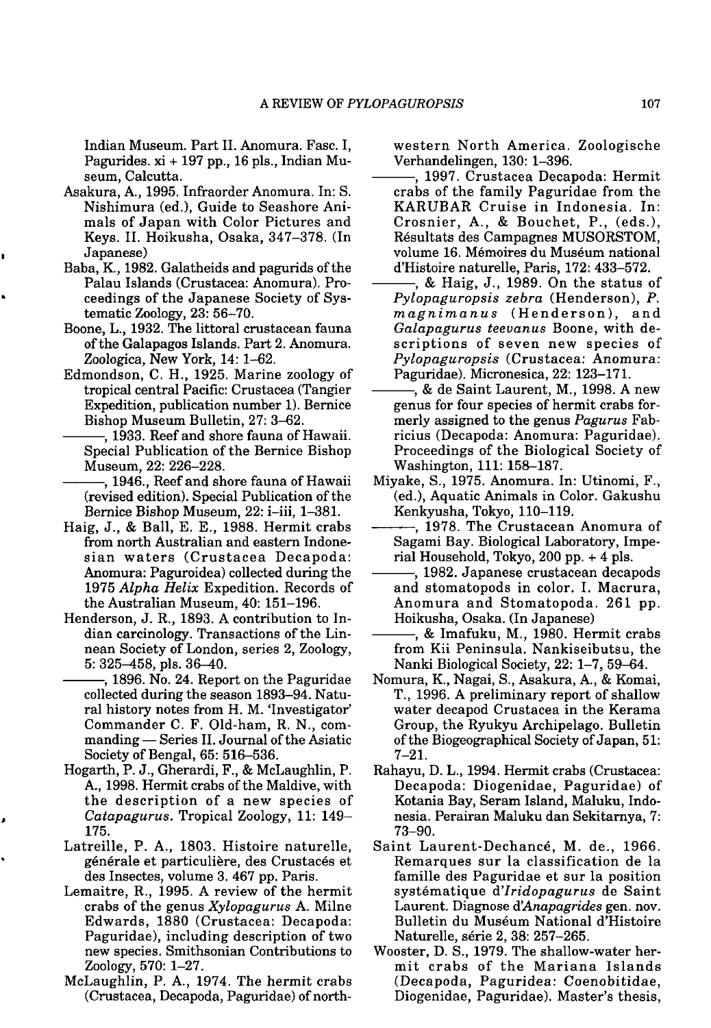Indian Museum. Part II. Anomura. Fasc. I, Pagurides. xi + 197 pp., 16 pls., Indian Museum, Calcutta.

Asakura, A., 1995. Infraorder Anomura. In: S. Nishimura (ed.), Guide to Seashore Animals of Japan with Color Pictures and Keys. II. Hoikusha, Osaka, 347–378. (In Japanese)

Baba, K., 1982. Galatheids and pagurids of the Palau Islands (Crustacea: Anomura). Proceedings of the Japanese Society of Systematic Zoology, 23: 56–70.

Boone, L., 1932. The littoral crustacean fauna of the Galapagos Islands. Part 2. Anomura. Zoologica, New York, 14: 1–62.

Edmondson, C. H., 1925. Marine zoology of tropical central Pacific: Crustacea (Tangier Expedition, publication number 1). Bernice Bishop Museum Bulletin, 27: 3–62.

———, 1933. Reef and shore fauna of Hawaii. Special Publication of the Bernice Bishop Museum, 22: 226–228.

———, 1946., Reef and shore fauna of Hawaii (revised edition). Special Publication of the Bernice Bishop Museum, 22: i–iii, 1–381.

Haig, J., & Ball, E. E., 1988. Hermit crabs from north Australian and eastern Indonesian waters (Crustacea Decapoda: Anomura: Paguroidea) collected during the 1975 *Alpha Helix* Expedition. Records of the Australian Museum, 40: 151–196.

Henderson, J. R., 1893. A contribution to Indian carcinology. Transactions of the Linnean Society of London, series 2, Zoology, 5: 325–458, pls. 36–40.

———, 1896. No. 24. Report on the Paguridae collected during the season 1893–94. Natural history notes from H. M. 'Investigator' Commander C. F. Old-ham, R. N., commanding — Series II. Journal of the Asiatic Society of Bengal, 65: 516–536.

Hogarth, P. J., Gherardi, F., & McLaughlin, P. A., 1998. Hermit crabs of the Maldive, with the description of a new species of *Catapagurus*. Tropical Zoology, 11: 149–175.

Latreille, P. A., 1803. Histoire naturelle, générale et particulière, des Crustacés et des Insectes, volume 3. 467 pp. Paris.

Lemaitre, R., 1995. A review of the hermit crabs of the genus *Xylopagurus* A. Milne Edwards, 1880 (Crustacea: Decapoda: Paguridae), including description of two new species. Smithsonian Contributions to Zoology, 570: 1–27.

McLaughlin, P. A., 1974. The hermit crabs (Crustacea, Decapoda, Paguridae) of northwestern North America. Zoologische Verhandelingen, 130: 1–396.

———, 1997. Crustacea Decapoda: Hermit crabs of the family Paguridae from the KARUBAR Cruise in Indonesia. In: Crosnier, A., & Bouchet, P., (eds.), Résultats des Campagnes MUSORSTOM, volume 16. Mémoires du Muséum national d'Histoire naturelle, Paris, 172: 433–572.

———, & Haig, J., 1989. On the status of *Pylopaguropsis zebra* (Henderson), *P. magnimanus* (Henderson), and *Galapagurus teevanus* Boone, with descriptions of seven new species of *Pylopaguropsis* (Crustacea: Anomura: Paguridae). Micronesica, 22: 123–171.

———, & de Saint Laurent, M., 1998. A new genus for four species of hermit crabs formerly assigned to the genus *Pagurus* Fabricius (Decapoda: Anomura: Paguridae). Proceedings of the Biological Society of Washington, 111: 158–187.

Miyake, S., 1975. Anomura. In: Utinomi, F., (ed.), Aquatic Animals in Color. Gakushu Kenkyusha, Tokyo, 110–119.

———, 1978. The Crustacean Anomura of Sagami Bay. Biological Laboratory, Imperial Household, Tokyo, 200 pp. + 4 pls.

———, 1982. Japanese crustacean decapods and stomatopods in color. I. Macrura, Anomura and Stomatopoda. 261 pp. Hoikusha, Osaka. (In Japanese)

———, & Imafuku, M., 1980. Hermit crabs from Kii Peninsula. Nankiseibutsu, the Nanki Biological Society, 22: 1–7, 59–64.

Nomura, K., Nagai, S., Asakura, A., & Komai, T., 1996. A preliminary report of shallow water decapod Crustacea in the Kerama Group, the Ryukyu Archipelago. Bulletin of the Biogeographical Society of Japan, 51: 7–21.

Rahayu, D. L., 1994. Hermit crabs (Crustacea: Decapoda: Diogenidae, Paguridae) of Kotania Bay, Seram Island, Maluku, Indonesia. Perairan Maluku dan Sekitarnya, 7: 73–90.

Saint Laurent-Dechancé, M. de., 1966. Remarques sur la classification de la famille des Paguridae et sur la position systématique d'*Iridopagurus* de Saint Laurent. Diagnose d'*Anapagrides* gen. nov. Bulletin du Muséum National d'Histoire Naturelle, série 2, 38: 257–265.

Wooster, D. S., 1979. The shallow-water hermit crabs of the Mariana Islands (Decapoda, Paguridea: Coenobitidae, Diogenidae, Paguridae). Master's thesis,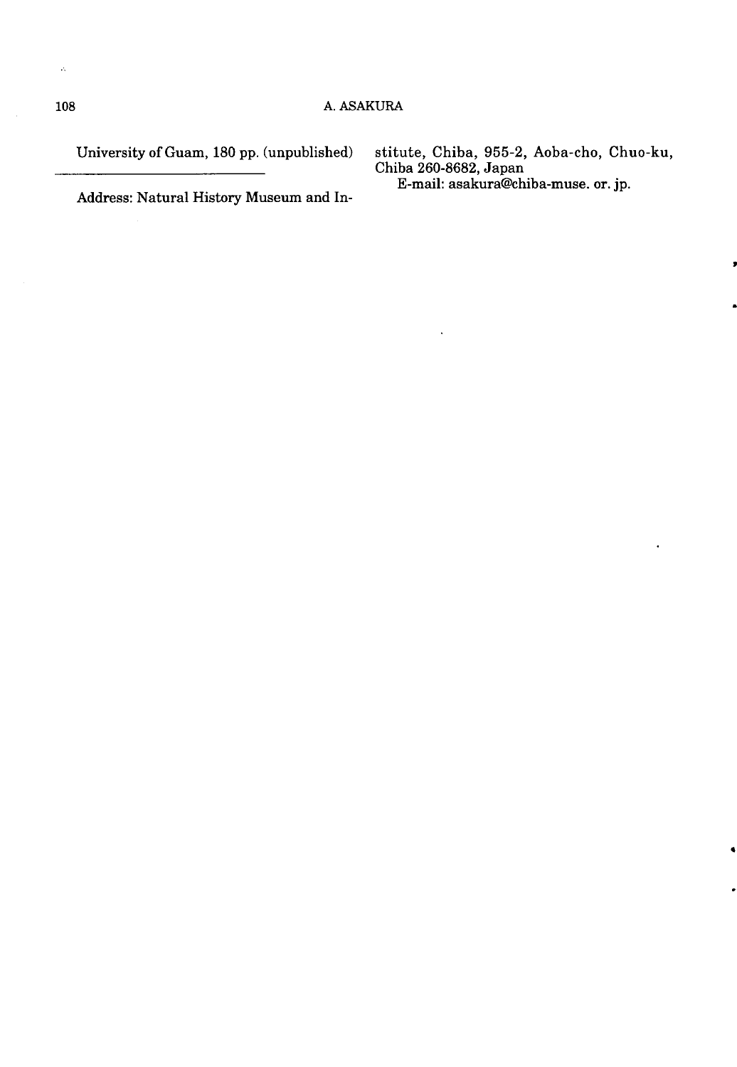University of Guam, 180 pp. (unpublished)

---

Address: Natural History Museum and Institute, Chiba, 955-2, Aoba-cho, Chuo-ku, Chiba 260-8682, Japan
E-mail: asakura@chiba-muse. or. jp.